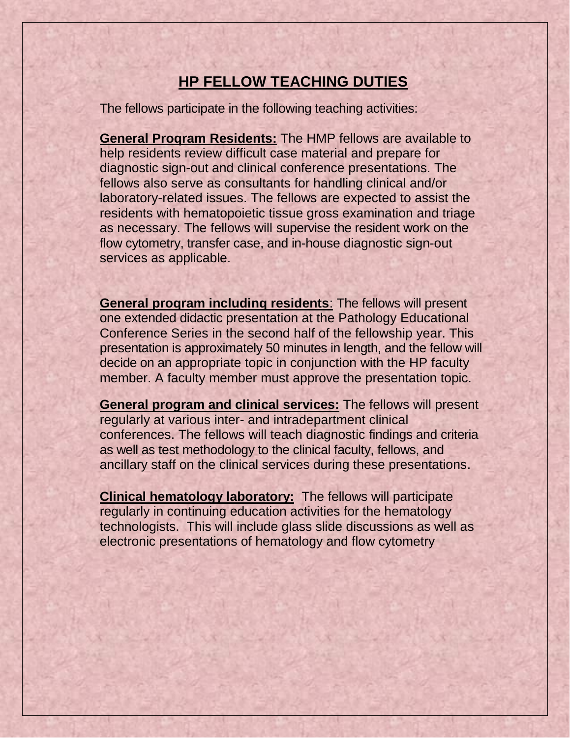# HP FELLOW TEACHING DUTIES

The fellows participate in the following teaching activities:

**General Program Residents:** The HMP fellows are available to help residents review difficult case material and prepare for diagnostic sign-out and clinical conference presentations. The fellows also serve as consultants for handling clinical and/or laboratory-related issues. The fellows are expected to assist the residents with hematopoietic tissue gross examination and triage as necessary. The fellows will supervise the resident work on the flow cytometry, transfer case, and in-house diagnostic sign-out services as applicable.

**General program including residents**: The fellows will present one extended didactic presentation at the Pathology Educational Conference Series in the second half of the fellowship year. This presentation is approximately 50 minutes in length, and the fellow will decide on an appropriate topic in conjunction with the HP faculty member. A faculty member must approve the presentation topic.

**General program and clinical services:** The fellows will present regularly at various inter- and intradepartment clinical conferences. The fellows will teach diagnostic findings and criteria as well as test methodology to the clinical faculty, fellows, and ancillary staff on the clinical services during these presentations.

**Clinical hematology laboratory:** The fellows will participate regularly in continuing education activities for the hematology technologists. This will include glass slide discussions as well as electronic presentations of hematology and flow cytometry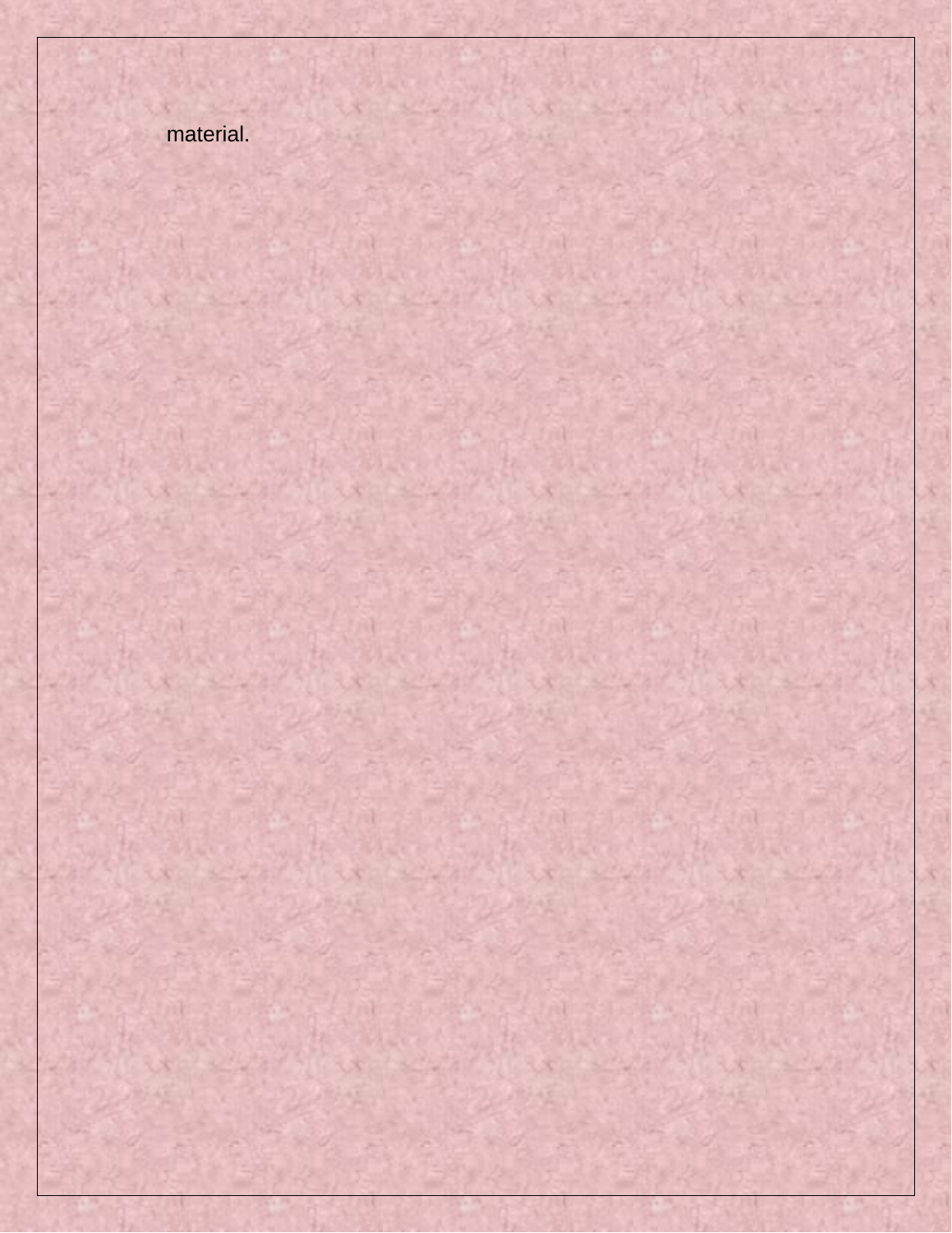material.